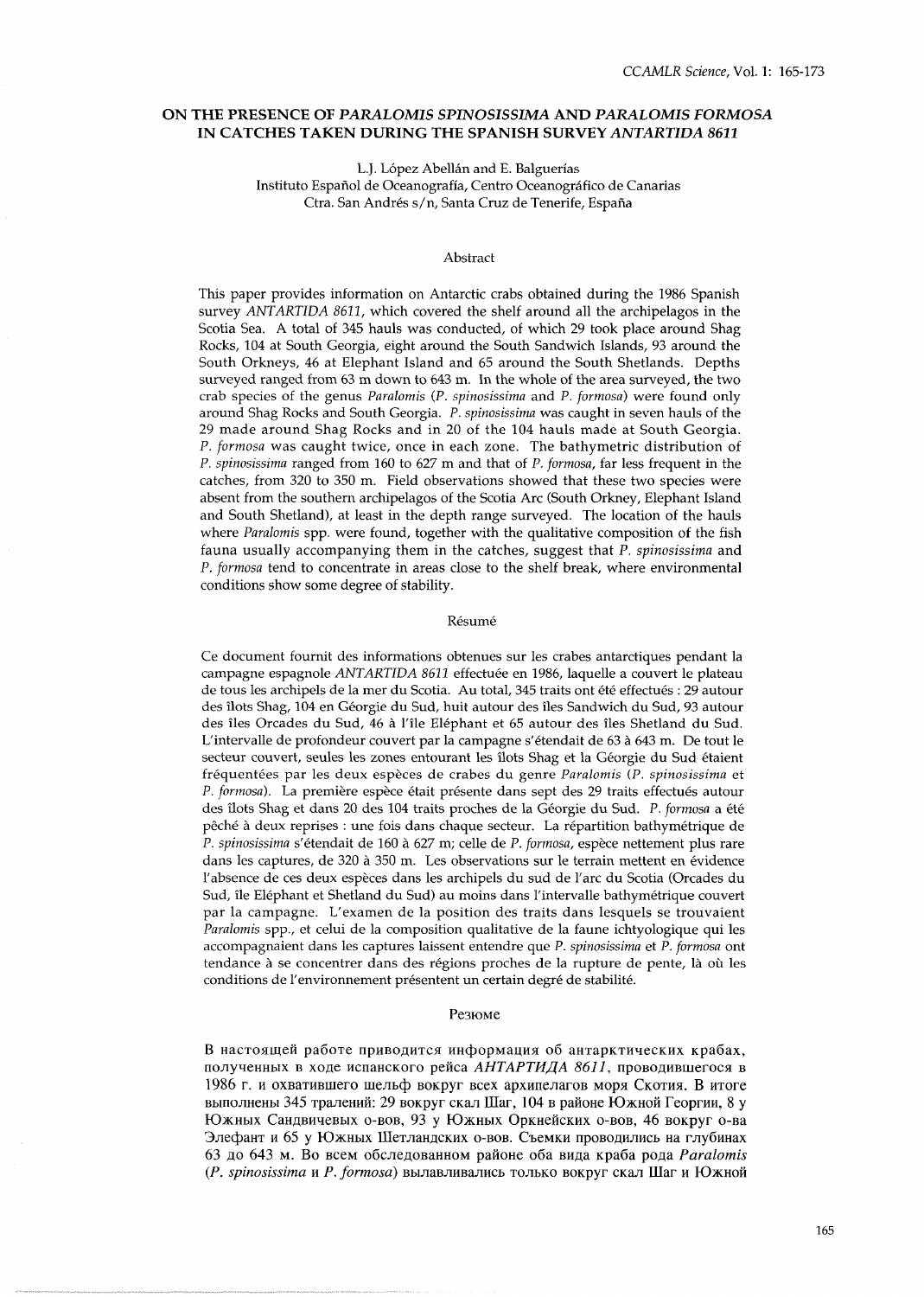# ON THE PRESENCE OF *PARALOMIS SPINOSISSIMA* AND *PARALOMIS FORMOSA* IN CATCHES TAKEN DURING THE SPANISH SURVEY *ANTARTIDA 8611*

L.J. López Abellán and E. Balguerías
Instituto Español de Oceanografía, Centro Oceanográfico de Canarias
Ctra. San Andrés s/n, Santa Cruz de Tenerife, España

## Abstract

This paper provides information on Antarctic crabs obtained during the 1986 Spanish survey *ANTARTIDA 8611*, which covered the shelf around all the archipelagos in the Scotia Sea. A total of 345 hauls was conducted, of which 29 took place around Shag Rocks, 104 at South Georgia, eight around the South Sandwich Islands, 93 around the South Orkneys, 46 at Elephant Island and 65 around the South Shetlands. Depths surveyed ranged from 63 m down to 643 m. In the whole of the area surveyed, the two crab species of the genus *Paralomis* (*P. spinosissima* and *P. formosa*) were found only around Shag Rocks and South Georgia. *P. spinosissima* was caught in seven hauls of the 29 made around Shag Rocks and in 20 of the 104 hauls made at South Georgia. *P. formosa* was caught twice, once in each zone. The bathymetric distribution of *P. spinosissima* ranged from 160 to 627 m and that of *P. formosa*, far less frequent in the catches, from 320 to 350 m. Field observations showed that these two species were absent from the southern archipelagos of the Scotia Arc (South Orkney, Elephant Island and South Shetland), at least in the depth range surveyed. The location of the hauls where *Paralomis* spp. were found, together with the qualitative composition of the fish fauna usually accompanying them in the catches, suggest that *P. spinosissima* and *P. formosa* tend to concentrate in areas close to the shelf break, where environmental conditions show some degree of stability.

## Résumé

Ce document fournit des informations obtenues sur les crabes antarctiques pendant la campagne espagnole *ANTARTIDA 8611* effectuée en 1986, laquelle a couvert le plateau de tous les archipels de la mer du Scotia. Au total, 345 traits ont été effectués : 29 autour des îlots Shag, 104 en Géorgie du Sud, huit autour des îles Sandwich du Sud, 93 autour des îles Orcades du Sud, 46 à l'île Eléphant et 65 autour des îles Shetland du Sud. L'intervalle de profondeur couvert par la campagne s'étendait de 63 à 643 m. De tout le secteur couvert, seules les zones entourant les îlots Shag et la Géorgie du Sud étaient fréquentées par les deux espèces de crabes du genre *Paralomis* (*P. spinosissima* et *P. formosa*). La première espèce était présente dans sept des 29 traits effectués autour des îlots Shag et dans 20 des 104 traits proches de la Géorgie du Sud. *P. formosa* a été pêché à deux reprises : une fois dans chaque secteur. La répartition bathymétrique de *P. spinosissima* s'étendait de 160 à 627 m; celle de *P. formosa*, espèce nettement plus rare dans les captures, de 320 à 350 m. Les observations sur le terrain mettent en évidence l'absence de ces deux espèces dans les archipels du sud de l'arc du Scotia (Orcades du Sud, île Eléphant et Shetland du Sud) au moins dans l'intervalle bathymétrique couvert par la campagne. L'examen de la position des traits dans lesquels se trouvaient *Paralomis* spp., et celui de la composition qualitative de la faune ichtyologique qui les accompagnaient dans les captures laissent entendre que *P. spinosissima* et *P. formosa* ont tendance à se concentrer dans des régions proches de la rupture de pente, là où les conditions de l'environnement présentent un certain degré de stabilité.

## Резюме

В настоящей работе приводится информация об антарктических крабах, полученных в ходе испанского рейса *АНТАРТИДА 8611*, проводившегося в 1986 г. и охватившего шельф вокруг всех архипелагов моря Скотия. В итоге выполнены 345 тралений: 29 вокруг скал Шаг, 104 в районе Южной Георгии, 8 у Южных Сандвичевых о-вов, 93 у Южных Оркнейских о-вов, 46 вокруг о-ва Элефант и 65 у Южных Шетландских о-вов. Съемки проводились на глубинах 63 до 643 м. Во всем обследованном районе оба вида краба рода *Paralomis* (*P. spinosissima* и *P. formosa*) вылавливались только вокруг скал Шаг и Южной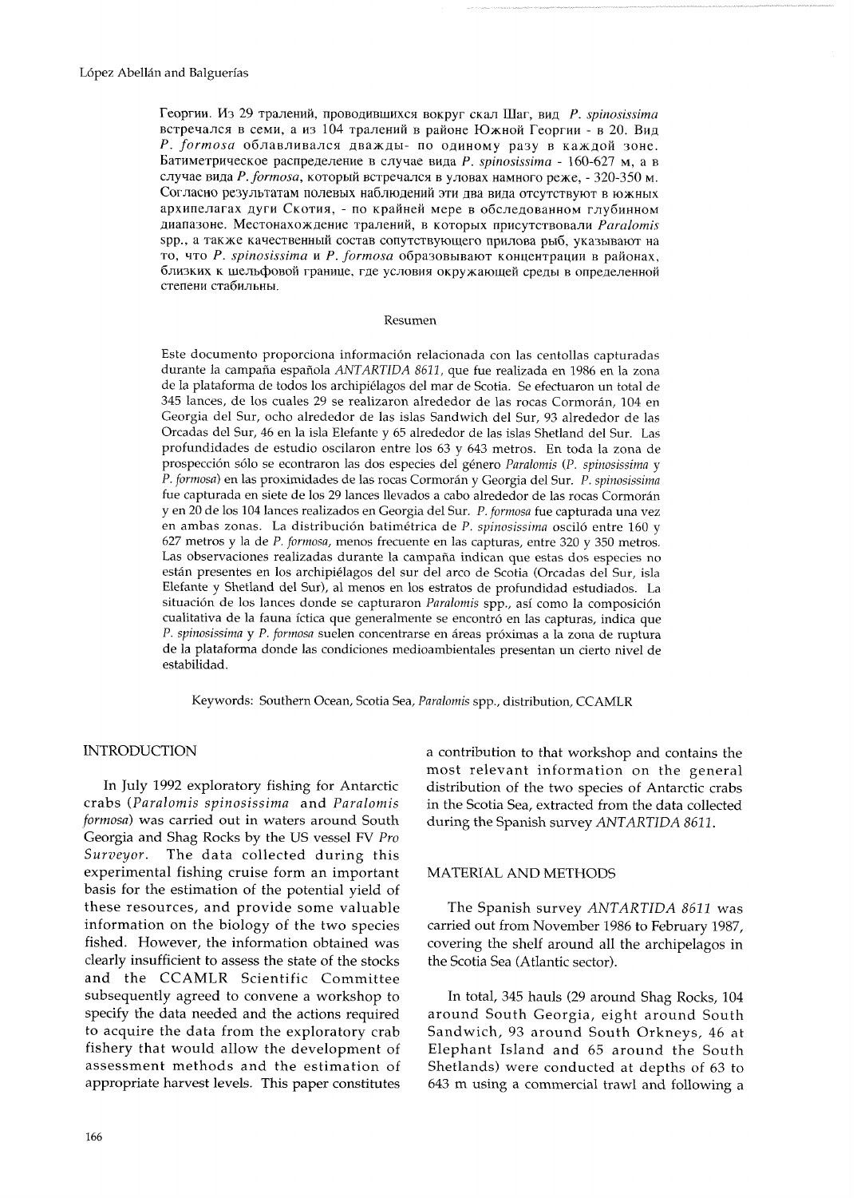Георгии. Из 29 тралений, проводившихся вокруг скал Шаг, вид *P. spinosissima* встречался в семи, а из 104 тралений в районе Южной Георгии - в 20. Вид *P. formosa* облавливался дважды- по одиному разу в каждой зоне. Батиметрическое распределение в случае вида *P. spinosissima* - 160-627 м, а в случае вида *P. formosa*, который встречался в уловах намного реже, - 320-350 м. Согласно результатам полевых наблюдений эти два вида отсутствуют в южных архипелагах дуги Скотия, - по крайней мере в обследованном глубинном диапазоне. Местонахождение тралений, в которых присутствовали *Paralomis* spp., а также качественный состав сопутствующего прилова рыб, указывают на то, что *P. spinosissima* и *P. formosa* образовывают концентрации в районах, близких к шельфовой границе, где условия окружающей среды в определенной степени стабильны.

## Resumen

Este documento proporciona información relacionada con las centollas capturadas durante la campaña española *ANTARTIDA 8611*, que fue realizada en 1986 en la zona de la plataforma de todos los archipiélagos del mar de Scotia. Se efectuaron un total de 345 lances, de los cuales 29 se realizaron alrededor de las rocas Cormorán, 104 en Georgia del Sur, ocho alrededor de las islas Sandwich del Sur, 93 alrededor de las Orcadas del Sur, 46 en la isla Elefante y 65 alrededor de las islas Shetland del Sur. Las profundidades de estudio oscilaron entre los 63 y 643 metros. En toda la zona de prospección sólo se econtraron las dos especies del género *Paralomis* (*P. spinosissima* y *P. formosa*) en las proximidades de las rocas Cormorán y Georgia del Sur. *P. spinosissima* fue capturada en siete de los 29 lances llevados a cabo alrededor de las rocas Cormorán y en 20 de los 104 lances realizados en Georgia del Sur. *P. formosa* fue capturada una vez en ambas zonas. La distribución batimétrica de *P. spinosissima* osciló entre 160 y 627 metros y la de *P. formosa*, menos frecuente en las capturas, entre 320 y 350 metros. Las observaciones realizadas durante la campaña indican que estas dos especies no están presentes en los archipiélagos del sur del arco de Scotia (Orcadas del Sur, isla Elefante y Shetland del Sur), al menos en los estratos de profundidad estudiados. La situación de los lances donde se capturaron *Paralomis* spp., así como la composición cualitativa de la fauna íctica que generalmente se encontró en las capturas, indica que *P. spinosissima* y *P. formosa* suelen concentrarse en áreas próximas a la zona de ruptura de la plataforma donde las condiciones medioambientales presentan un cierto nivel de estabilidad.

Keywords: Southern Ocean, Scotia Sea, *Paralomis* spp., distribution, CCAMLR

## INTRODUCTION

In July 1992 exploratory fishing for Antarctic crabs (*Paralomis spinosissima* and *Paralomis formosa*) was carried out in waters around South Georgia and Shag Rocks by the US vessel FV *Pro Surveyor*. The data collected during this experimental fishing cruise form an important basis for the estimation of the potential yield of these resources, and provide some valuable information on the biology of the two species fished. However, the information obtained was clearly insufficient to assess the state of the stocks and the CCAMLR Scientific Committee subsequently agreed to convene a workshop to specify the data needed and the actions required to acquire the data from the exploratory crab fishery that would allow the development of assessment methods and the estimation of appropriate harvest levels. This paper constitutes a contribution to that workshop and contains the most relevant information on the general distribution of the two species of Antarctic crabs in the Scotia Sea, extracted from the data collected during the Spanish survey *ANTARTIDA 8611*.

## MATERIAL AND METHODS

The Spanish survey *ANTARTIDA 8611* was carried out from November 1986 to February 1987, covering the shelf around all the archipelagos in the Scotia Sea (Atlantic sector).

In total, 345 hauls (29 around Shag Rocks, 104 around South Georgia, eight around South Sandwich, 93 around South Orkneys, 46 at Elephant Island and 65 around the South Shetlands) were conducted at depths of 63 to 643 m using a commercial trawl and following a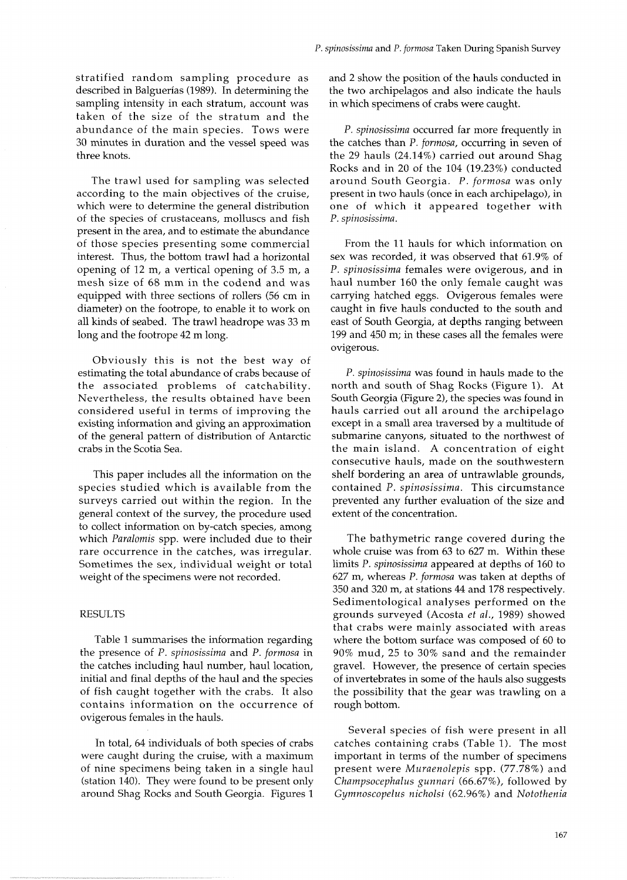stratified random sampling procedure as described in Balguerías (1989). In determining the sampling intensity in each stratum, account was taken of the size of the stratum and the abundance of the main species. Tows were 30 minutes in duration and the vessel speed was three knots.

The trawl used for sampling was selected according to the main objectives of the cruise, which were to determine the general distribution of the species of crustaceans, molluscs and fish present in the area, and to estimate the abundance of those species presenting some commercial interest. Thus, the bottom trawl had a horizontal opening of 12 m, a vertical opening of 3.5 m, a mesh size of 68 mm in the codend and was equipped with three sections of rollers (56 cm in diameter) on the footrope, to enable it to work on all kinds of seabed. The trawl headrope was 33 m long and the footrope 42 m long.

Obviously this is not the best way of estimating the total abundance of crabs because of the associated problems of catchability. Nevertheless, the results obtained have been considered useful in terms of improving the existing information and giving an approximation of the general pattern of distribution of Antarctic crabs in the Scotia Sea.

This paper includes all the information on the species studied which is available from the surveys carried out within the region. In the general context of the survey, the procedure used to collect information on by-catch species, among which *Paralomis* spp. were included due to their rare occurrence in the catches, was irregular. Sometimes the sex, individual weight or total weight of the specimens were not recorded.

## RESULTS

Table 1 summarises the information regarding the presence of *P. spinosissima* and *P. formosa* in the catches including haul number, haul location, initial and final depths of the haul and the species of fish caught together with the crabs. It also contains information on the occurrence of ovigerous females in the hauls.

In total, 64 individuals of both species of crabs were caught during the cruise, with a maximum of nine specimens being taken in a single haul (station 140). They were found to be present only around Shag Rocks and South Georgia. Figures 1 and 2 show the position of the hauls conducted in the two archipelagos and also indicate the hauls in which specimens of crabs were caught.

*P. spinosissima* occurred far more frequently in the catches than *P. formosa*, occurring in seven of the 29 hauls (24.14%) carried out around Shag Rocks and in 20 of the 104 (19.23%) conducted around South Georgia. *P. formosa* was only present in two hauls (once in each archipelago), in one of which it appeared together with *P. spinosissima*.

From the 11 hauls for which information on sex was recorded, it was observed that 61.9% of *P. spinosissima* females were ovigerous, and in haul number 160 the only female caught was carrying hatched eggs. Ovigerous females were caught in five hauls conducted to the south and east of South Georgia, at depths ranging between 199 and 450 m; in these cases all the females were ovigerous.

*P. spinosissima* was found in hauls made to the north and south of Shag Rocks (Figure 1). At South Georgia (Figure 2), the species was found in hauls carried out all around the archipelago except in a small area traversed by a multitude of submarine canyons, situated to the northwest of the main island. A concentration of eight consecutive hauls, made on the southwestern shelf bordering an area of untrawlable grounds, contained *P. spinosissima*. This circumstance prevented any further evaluation of the size and extent of the concentration.

The bathymetric range covered during the whole cruise was from 63 to 627 m. Within these limits *P. spinosissima* appeared at depths of 160 to 627 m, whereas *P. formosa* was taken at depths of 350 and 320 m, at stations 44 and 178 respectively. Sedimentological analyses performed on the grounds surveyed (Acosta *et al.*, 1989) showed that crabs were mainly associated with areas where the bottom surface was composed of 60 to 90% mud, 25 to 30% sand and the remainder gravel. However, the presence of certain species of invertebrates in some of the hauls also suggests the possibility that the gear was trawling on a rough bottom.

Several species of fish were present in all catches containing crabs (Table 1). The most important in terms of the number of specimens present were *Muraenolepis* spp. (77.78%) and *Champsocephalus gunnari* (66.67%), followed by *Gymnoscopelus nicholsi* (62.96%) and *Notothenia*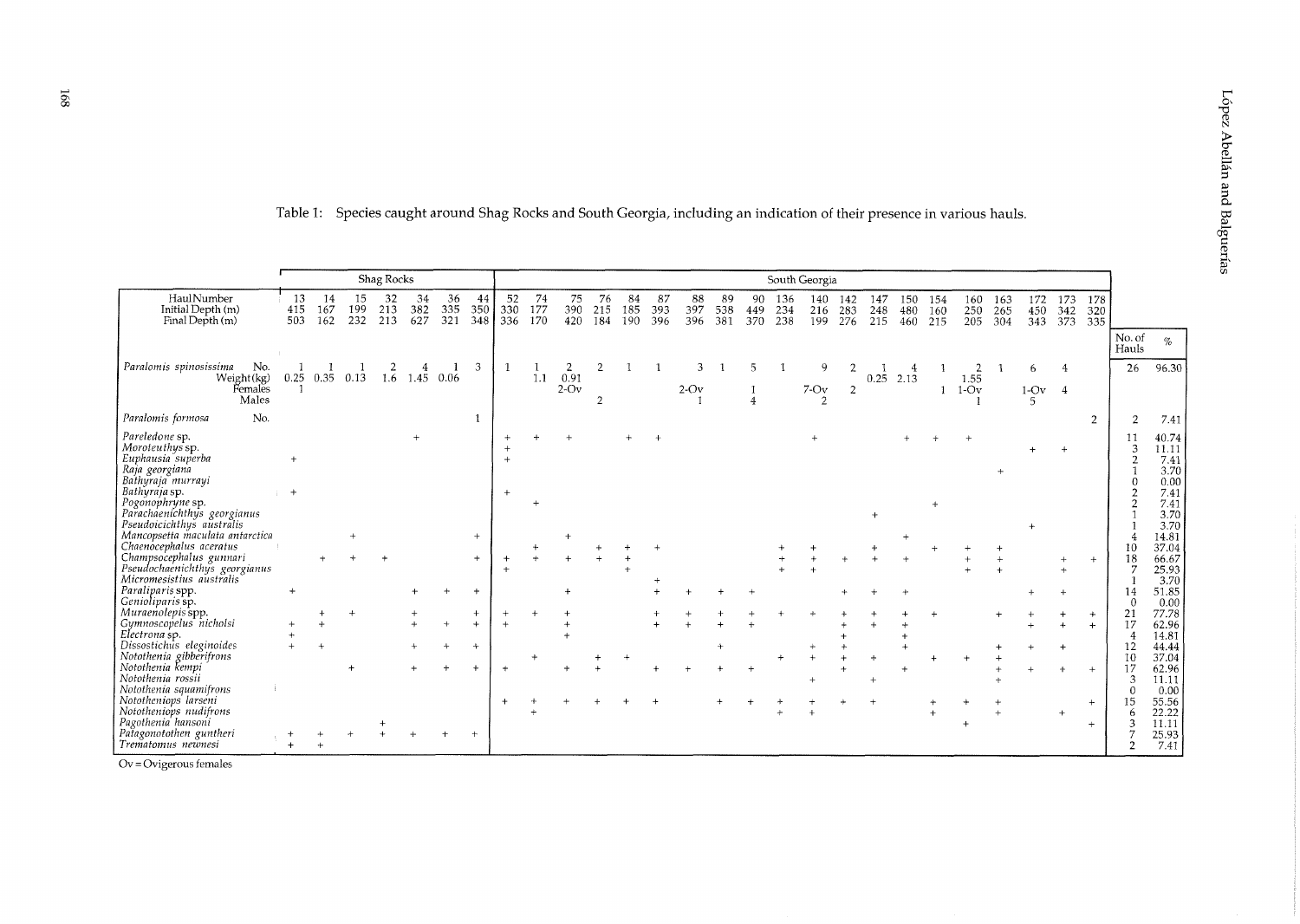Table 1: Species caught around Shag Rocks and South Georgia, including an indication of their presence in various hauls.

| | Shag Rocks | | | | | | | South Georgia | | | | | | | | | | | | | | | | | | | | | |
|---|---|---|---|---|---|---|---|---|---|---|---|---|---|---|---|---|---|---|---|---|---|---|---|---|---|---|---|---|---|
| Haul Number | 13 | 14 | 15 | 32 | 34 | 36 | 44 | 52 | 74 | 75 | 76 | 84 | 87 | 88 | 89 | 90 | 136 | 140 | 142 | 147 | 150 | 154 | 160 | 163 | 172 | 173 | 178 | | |
| Initial Depth (m) | 415 | 167 | 199 | 213 | 382 | 335 | 350 | 330 | 177 | 390 | 215 | 185 | 393 | 397 | 538 | 449 | 234 | 216 | 283 | 248 | 480 | 160 | 250 | 265 | 450 | 342 | 320 | | |
| Final Depth (m) | 503 | 162 | 232 | 213 | 627 | 321 | 348 | 336 | 170 | 420 | 184 | 190 | 396 | 396 | 381 | 370 | 238 | 199 | 276 | 215 | 460 | 215 | 205 | 304 | 343 | 373 | 335 | No. of Hauls | % |
| *Paralomis spinosissima* No. | 1 | 1 | 1 | 2 | 4 | 1 | 3 | 1 | 1 | 2 | 2 | 1 | 1 | 3 | 1 | 5 | 1 | 9 | 2 | 1 | 4 | 1 | 2 | 1 | 6 | 4 | | 26 | 96.30 |
| Weight (kg) | 0.25 | 0.35 | 0.13 | 1.6 | 1.45 | 0.06 | | | 1.1 | 0.91 | | | | | | | | | | 0.25 | 2.13 | | 1.55 | | | | | | |
| Females | 1 | | | | | | | | | 2-Ov | | | | 2-Ov | | 1 | | 7-Ov | 2 | | | 1 | 1-Ov | | 1-Ov | 4 | | | |
| Males | | | | | | | | | | | 2 | | | 1 | | 4 | | 2 | | | | | 1 | | 5 | | | | |
| *Paralomis formosa* No. | | | | | | | 1 | | | | | | | | | | | | | | | | | | | | 2 | 2 | 7.41 |
| *Pareledone* sp. | | | | | + | | | + | + | + | | + | + | | | | | + | | | + | + | + | | | | | 11 | 40.74 |
| *Moroteuthys* sp. | | | | | | | | + | | | | | | | | | | | | | | | | | + | + | | 3 | 11.11 |
| *Euphausia superba* | + | | | | | | | + | | | | | | | | | | | | | | | | | | | | 2 | 7.41 |
| *Raja georgiana* | | | | | | | | | | | | | | | | | | | | | | | | + | | | | 1 | 3.70 |
| *Bathyraja murrayi* | | | | | | | | | | | | | | | | | | | | | | | | | | | | 0 | 0.00 |
| *Bathyraja* sp. | + | | | | | | | + | | | | | | | | | | | | | | | | | | | | 2 | 7.41 |
| *Pogonophryne* sp. | | | | | | | | | + | | | | | | | | | | | | | + | | | | | | 2 | 7.41 |
| *Parachaenichthys georgianus* | | | | | | | | | | | | | | | | | | | | + | | | | | | | | 1 | 3.70 |
| *Pseudoicichthys australis* | | | | | | | | | | | | | | | | | | | | | | | | | + | | | 1 | 3.70 |
| *Mancopsetta maculata antarctica* | | | + | | | | + | | | + | | | | | | | | | | | + | | | | | | | 4 | 14.81 |
| *Chaenocephalus aceratus* | | | | | | | | | + | | + | + | + | | | | + | + | | + | | + | + | + | | | | 10 | 37.04 |
| *Champsocephalus gunnari* | | + | + | + | | | + | + | + | + | + | + | | | | | + | + | + | + | + | | + | + | | + | + | 18 | 66.67 |
| *Pseudochaenichthys georgianus* | | | | | | | | + | | | | + | | | | | + | + | | | | | + | + | | + | | 7 | 25.93 |
| *Micromesistius australis* | | | | | | | | | | | | | + | | | | | | | | | | | | | | | 1 | 3.70 |
| *Paraliparis* spp. | + | | | | + | + | + | | | + | | | + | + | + | + | | | + | + | + | | | | + | + | | 14 | 51.85 |
| *Genioliparis* sp. | | | | | | | | | | | | | | | | | | | | | | | | | | | | 0 | 0.00 |
| *Muraenolepis* spp. | | + | + | | + | | + | + | + | + | | | + | + | + | + | + | + | + | + | + | + | | + | + | + | + | 21 | 77.78 |
| *Gymnoscopelus nicholsi* | + | + | | | + | + | + | + | | + | | | + | + | + | + | | | + | + | + | | | | + | + | + | 17 | 62.96 |
| *Electrona* sp. | + | | | | | | | | | + | | | | | | | | | + | | + | | | | | | | 4 | 14.81 |
| *Dissostichus eleginoides* | + | + | | | + | + | + | | | | | | | | + | | | + | + | | + | | | + | + | + | | 12 | 44.44 |
| *Notothenia gibberifrons* | | | | | | | | | + | | + | + | | | | | + | + | + | + | | + | + | + | | | | 10 | 37.04 |
| *Notothenia kempi* | | | + | | + | + | + | + | | + | + | | + | + | + | + | | | + | | + | | | + | + | + | + | 17 | 62.96 |
| *Notothenia rossii* | | | | | | | | | | | | | | | | | | + | | + | | | | + | | | | 3 | 11.11 |
| *Notothenia squamifrons* | | | | | | | | | | | | | | | | | | | | | | | | | | | | 0 | 0.00 |
| *Nototheniops larseni* | | | | | | | | + | + | + | + | + | + | | + | + | + | + | + | + | | + | + | + | | | + | 15 | 55.56 |
| *Nototheniops nudifrons* | | | | | | | | | + | | | | | | | | + | + | | | | + | | + | | + | | 6 | 22.22 |
| *Pagothenia hansoni* | | | | + | | | | | | | | | | | | | | | | | | | + | | | | + | 3 | 11.11 |
| *Patagonotothen guntheri* | + | + | + | + | + | + | + | | | | | | | | | | | | | | | | | | | | | 7 | 25.93 |
| *Trematomus newnesi* | + | + | | | | | | | | | | | | | | | | | | | | | | | | | | 2 | 7.41 |

Ov = Ovigerous females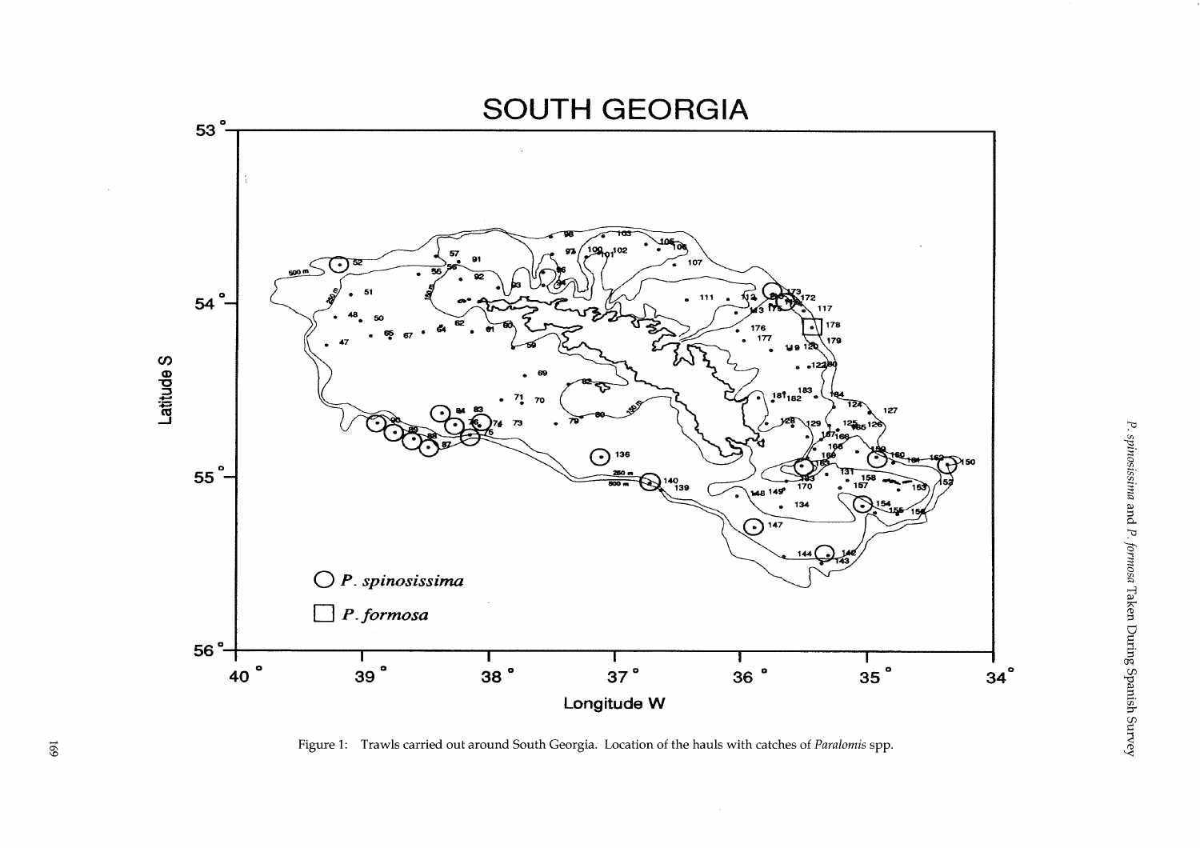Figure 1: Trawls carried out around South Georgia. Location of the hauls with catches of *Paralomis* spp.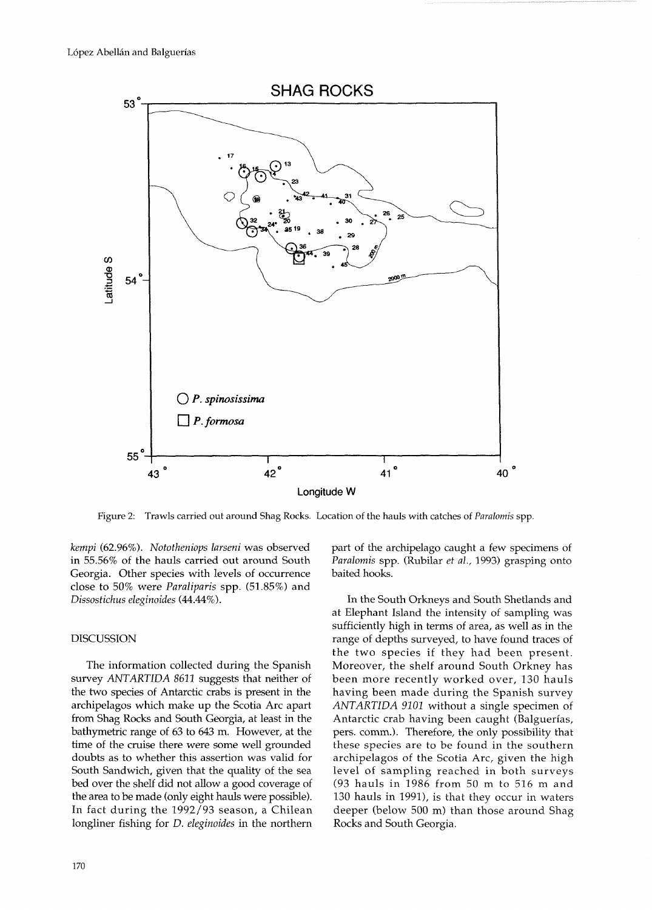Figure 2: Trawls carried out around Shag Rocks. Location of the hauls with catches of *Paralomis* spp.

*kempi* (62.96%). *Nototheniops larseni* was observed in 55.56% of the hauls carried out around South Georgia. Other species with levels of occurrence close to 50% were *Paraliparis* spp. (51.85%) and *Dissostichus eleginoides* (44.44%).

## DISCUSSION

The information collected during the Spanish survey *ANTARTIDA 8611* suggests that neither of the two species of Antarctic crabs is present in the archipelagos which make up the Scotia Arc apart from Shag Rocks and South Georgia, at least in the bathymetric range of 63 to 643 m. However, at the time of the cruise there were some well grounded doubts as to whether this assertion was valid for South Sandwich, given that the quality of the sea bed over the shelf did not allow a good coverage of the area to be made (only eight hauls were possible). In fact during the 1992/93 season, a Chilean longliner fishing for *D. eleginoides* in the northern part of the archipelago caught a few specimens of *Paralomis* spp. (Rubilar *et al.*, 1993) grasping onto baited hooks.

In the South Orkneys and South Shetlands and at Elephant Island the intensity of sampling was sufficiently high in terms of area, as well as in the range of depths surveyed, to have found traces of the two species if they had been present. Moreover, the shelf around South Orkney has been more recently worked over, 130 hauls having been made during the Spanish survey *ANTARTIDA 9101* without a single specimen of Antarctic crab having been caught (Balguerías, pers. comm.). Therefore, the only possibility that these species are to be found in the southern archipelagos of the Scotia Arc, given the high level of sampling reached in both surveys (93 hauls in 1986 from 50 m to 516 m and 130 hauls in 1991), is that they occur in waters deeper (below 500 m) than those around Shag Rocks and South Georgia.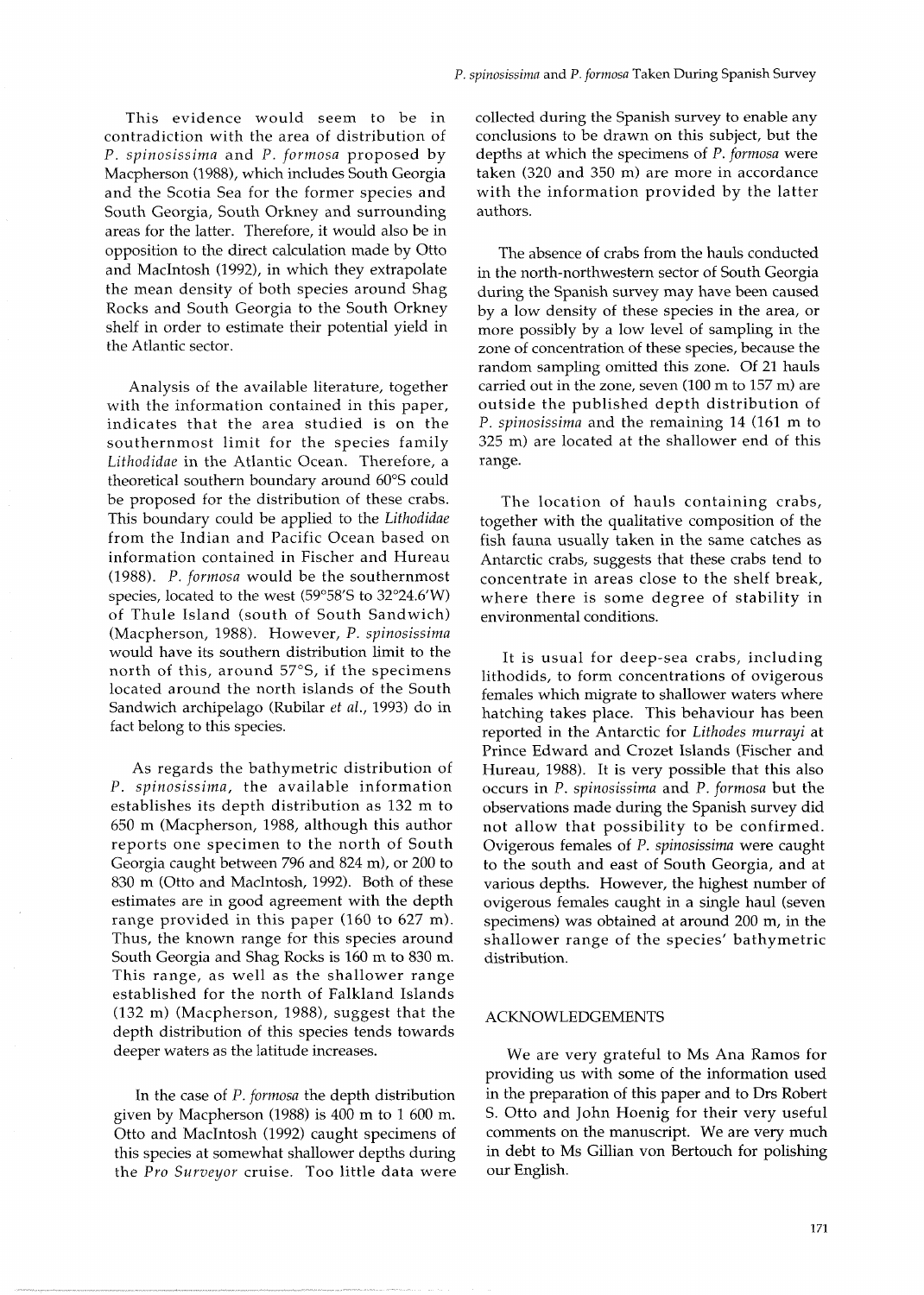This evidence would seem to be in contradiction with the area of distribution of *P. spinosissima* and *P. formosa* proposed by Macpherson (1988), which includes South Georgia and the Scotia Sea for the former species and South Georgia, South Orkney and surrounding areas for the latter. Therefore, it would also be in opposition to the direct calculation made by Otto and MacIntosh (1992), in which they extrapolate the mean density of both species around Shag Rocks and South Georgia to the South Orkney shelf in order to estimate their potential yield in the Atlantic sector.

Analysis of the available literature, together with the information contained in this paper, indicates that the area studied is on the southernmost limit for the species family *Lithodidae* in the Atlantic Ocean. Therefore, a theoretical southern boundary around 60°S could be proposed for the distribution of these crabs. This boundary could be applied to the *Lithodidae* from the Indian and Pacific Ocean based on information contained in Fischer and Hureau (1988). *P. formosa* would be the southernmost species, located to the west (59°58'S to 32°24.6'W) of Thule Island (south of South Sandwich) (Macpherson, 1988). However, *P. spinosissima* would have its southern distribution limit to the north of this, around 57°S, if the specimens located around the north islands of the South Sandwich archipelago (Rubilar *et al.*, 1993) do in fact belong to this species.

As regards the bathymetric distribution of *P. spinosissima*, the available information establishes its depth distribution as 132 m to 650 m (Macpherson, 1988, although this author reports one specimen to the north of South Georgia caught between 796 and 824 m), or 200 to 830 m (Otto and MacIntosh, 1992). Both of these estimates are in good agreement with the depth range provided in this paper (160 to 627 m). Thus, the known range for this species around South Georgia and Shag Rocks is 160 m to 830 m. This range, as well as the shallower range established for the north of Falkland Islands (132 m) (Macpherson, 1988), suggest that the depth distribution of this species tends towards deeper waters as the latitude increases.

In the case of *P. formosa* the depth distribution given by Macpherson (1988) is 400 m to 1 600 m. Otto and MacIntosh (1992) caught specimens of this species at somewhat shallower depths during the *Pro Surveyor* cruise. Too little data were collected during the Spanish survey to enable any conclusions to be drawn on this subject, but the depths at which the specimens of *P. formosa* were taken (320 and 350 m) are more in accordance with the information provided by the latter authors.

The absence of crabs from the hauls conducted in the north-northwestern sector of South Georgia during the Spanish survey may have been caused by a low density of these species in the area, or more possibly by a low level of sampling in the zone of concentration of these species, because the random sampling omitted this zone. Of 21 hauls carried out in the zone, seven (100 m to 157 m) are outside the published depth distribution of *P. spinosissima* and the remaining 14 (161 m to 325 m) are located at the shallower end of this range.

The location of hauls containing crabs, together with the qualitative composition of the fish fauna usually taken in the same catches as Antarctic crabs, suggests that these crabs tend to concentrate in areas close to the shelf break, where there is some degree of stability in environmental conditions.

It is usual for deep-sea crabs, including lithodids, to form concentrations of ovigerous females which migrate to shallower waters where hatching takes place. This behaviour has been reported in the Antarctic for *Lithodes murrayi* at Prince Edward and Crozet Islands (Fischer and Hureau, 1988). It is very possible that this also occurs in *P. spinosissima* and *P. formosa* but the observations made during the Spanish survey did not allow that possibility to be confirmed. Ovigerous females of *P. spinosissima* were caught to the south and east of South Georgia, and at various depths. However, the highest number of ovigerous females caught in a single haul (seven specimens) was obtained at around 200 m, in the shallower range of the species' bathymetric distribution.

## ACKNOWLEDGEMENTS

We are very grateful to Ms Ana Ramos for providing us with some of the information used in the preparation of this paper and to Drs Robert S. Otto and John Hoenig for their very useful comments on the manuscript. We are very much in debt to Ms Gillian von Bertouch for polishing our English.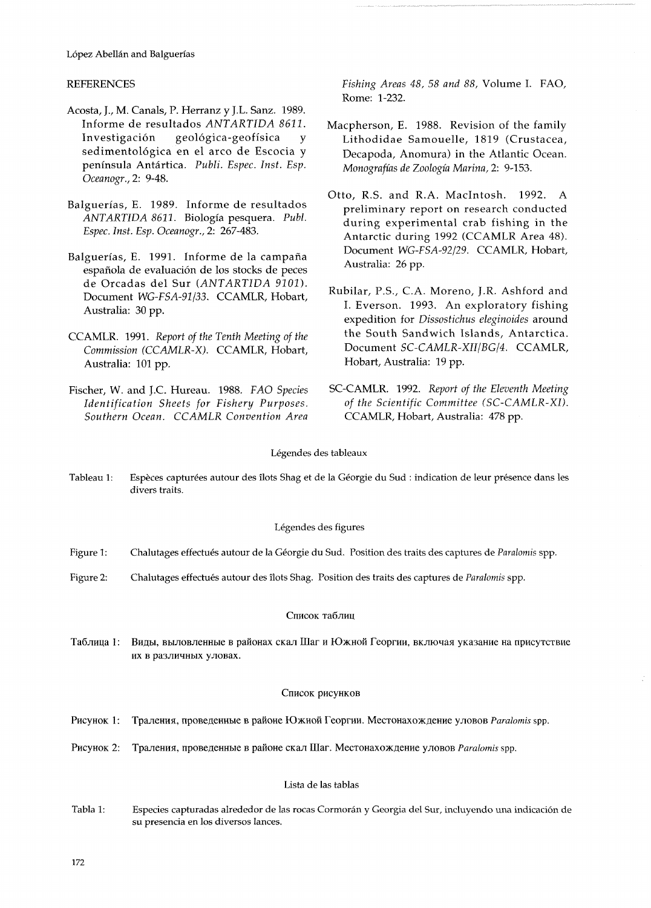## REFERENCES

Acosta, J., M. Canals, P. Herranz y J.L. Sanz. 1989. Informe de resultados *ANTARTIDA 8611*. Investigación geológica-geofísica y sedimentológica en el arco de Escocia y península Antártica. *Publi. Espec. Inst. Esp. Oceanogr.*, 2: 9-48.

Balguerías, E. 1989. Informe de resultados *ANTARTIDA 8611*. Biología pesquera. *Publ. Espec. Inst. Esp. Oceanogr.*, 2: 267-483.

Balguerías, E. 1991. Informe de la campaña española de evaluación de los stocks de peces de Orcadas del Sur (*ANTARTIDA 9101*). Document *WG-FSA-91/33*. CCAMLR, Hobart, Australia: 30 pp.

CCAMLR. 1991. *Report of the Tenth Meeting of the Commission (CCAMLR-X)*. CCAMLR, Hobart, Australia: 101 pp.

Fischer, W. and J.C. Hureau. 1988. *FAO Species Identification Sheets for Fishery Purposes. Southern Ocean. CCAMLR Convention Area Fishing Areas 48, 58 and 88*, Volume I. FAO, Rome: 1-232.

Macpherson, E. 1988. Revision of the family Lithodidae Samouelle, 1819 (Crustacea, Decapoda, Anomura) in the Atlantic Ocean. *Monografías de Zoología Marina*, 2: 9-153.

Otto, R.S. and R.A. MacIntosh. 1992. A preliminary report on research conducted during experimental crab fishing in the Antarctic during 1992 (CCAMLR Area 48). Document *WG-FSA-92/29*. CCAMLR, Hobart, Australia: 26 pp.

Rubilar, P.S., C.A. Moreno, J.R. Ashford and I. Everson. 1993. An exploratory fishing expedition for *Dissostichus eleginoides* around the South Sandwich Islands, Antarctica. Document *SC-CAMLR-XII/BG/4*. CCAMLR, Hobart, Australia: 19 pp.

SC-CAMLR. 1992. *Report of the Eleventh Meeting of the Scientific Committee (SC-CAMLR-XI)*. CCAMLR, Hobart, Australia: 478 pp.

### Légendes des tableaux

Tableau 1: Espèces capturées autour des îlots Shag et de la Géorgie du Sud : indication de leur présence dans les divers traits.

### Légendes des figures

Figure 1: Chalutages effectués autour de la Géorgie du Sud. Position des traits des captures de *Paralomis* spp.

Figure 2: Chalutages effectués autour des îlots Shag. Position des traits des captures de *Paralomis* spp.

### Список таблиц

Таблица 1: Виды, выловленные в районах скал Шаг и Южной Георгии, включая указание на присутствие их в различных уловах.

### Список рисунков

Рисунок 1: Траления, проведенные в районе Южной Георгии. Местонахождение уловов *Paralomis* spp.

Рисунок 2: Траления, проведенные в районе скал Шаг. Местонахождение уловов *Paralomis* spp.

### Lista de las tablas

Tabla 1: Especies capturadas alrededor de las rocas Cormorán y Georgia del Sur, incluyendo una indicación de su presencia en los diversos lances.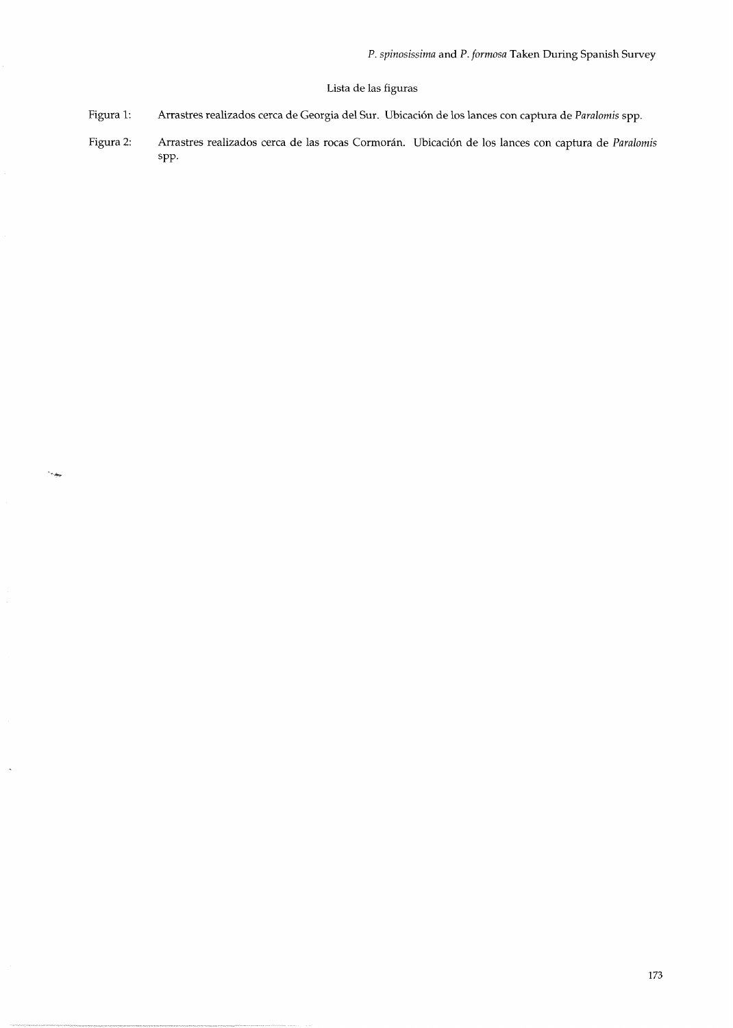Lista de las figuras

Figura 1: Arrastres realizados cerca de Georgia del Sur. Ubicación de los lances con captura de *Paralomis* spp.

Figura 2: Arrastres realizados cerca de las rocas Cormorán. Ubicación de los lances con captura de *Paralomis* spp.